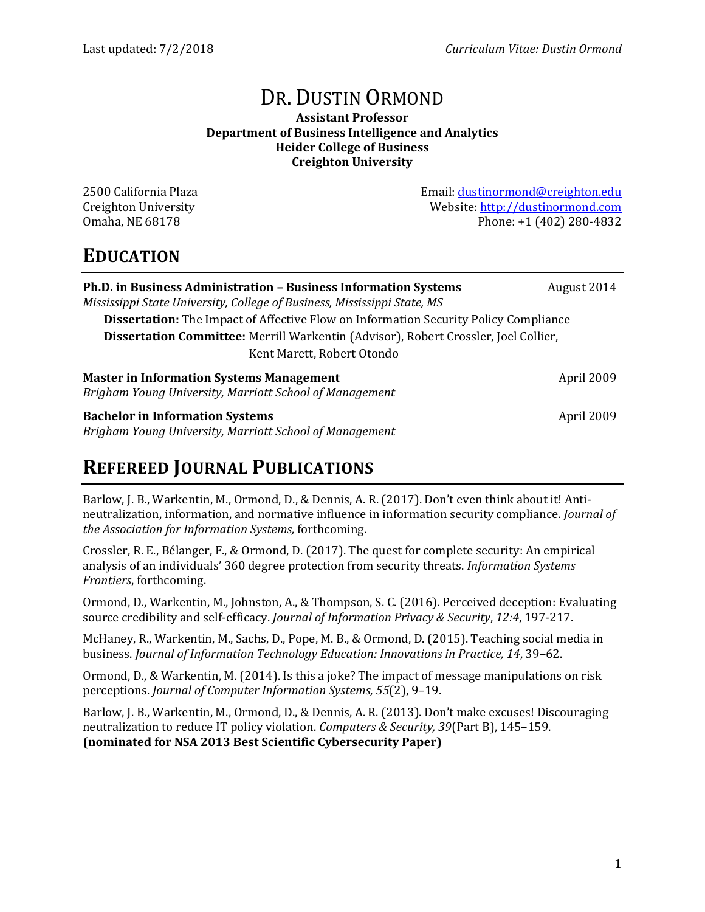# Dr. Dustin Ormond

**Assistant Professor**
**Department of Business Intelligence and Analytics**
**Heider College of Business**
**Creighton University**

2500 California Plaza
Creighton University
Omaha, NE 68178

Email: dustinormond@creighton.edu
Website: http://dustinormond.com
Phone: +1 (402) 280-4832

## Education

**Ph.D. in Business Administration – Business Information Systems** — August 2014
*Mississippi State University, College of Business, Mississippi State, MS*

**Dissertation:** The Impact of Affective Flow on Information Security Policy Compliance
**Dissertation Committee:** Merrill Warkentin (Advisor), Robert Crossler, Joel Collier, Kent Marett, Robert Otondo

**Master in Information Systems Management** — April 2009
*Brigham Young University, Marriott School of Management*

**Bachelor in Information Systems** — April 2009
*Brigham Young University, Marriott School of Management*

## Refereed Journal Publications

Barlow, J. B., Warkentin, M., Ormond, D., & Dennis, A. R. (2017). Don't even think about it! Anti-neutralization, information, and normative influence in information security compliance. *Journal of the Association for Information Systems,* forthcoming.

Crossler, R. E., Bélanger, F., & Ormond, D. (2017). The quest for complete security: An empirical analysis of an individuals' 360 degree protection from security threats. *Information Systems Frontiers*, forthcoming.

Ormond, D., Warkentin, M., Johnston, A., & Thompson, S. C. (2016). Perceived deception: Evaluating source credibility and self-efficacy. *Journal of Information Privacy & Security*, *12:4*, 197-217.

McHaney, R., Warkentin, M., Sachs, D., Pope, M. B., & Ormond, D. (2015). Teaching social media in business. *Journal of Information Technology Education: Innovations in Practice, 14*, 39–62.

Ormond, D., & Warkentin, M. (2014). Is this a joke? The impact of message manipulations on risk perceptions. *Journal of Computer Information Systems, 55*(2), 9–19.

Barlow, J. B., Warkentin, M., Ormond, D., & Dennis, A. R. (2013). Don't make excuses! Discouraging neutralization to reduce IT policy violation. *Computers & Security, 39*(Part B), 145–159.
**(nominated for NSA 2013 Best Scientific Cybersecurity Paper)**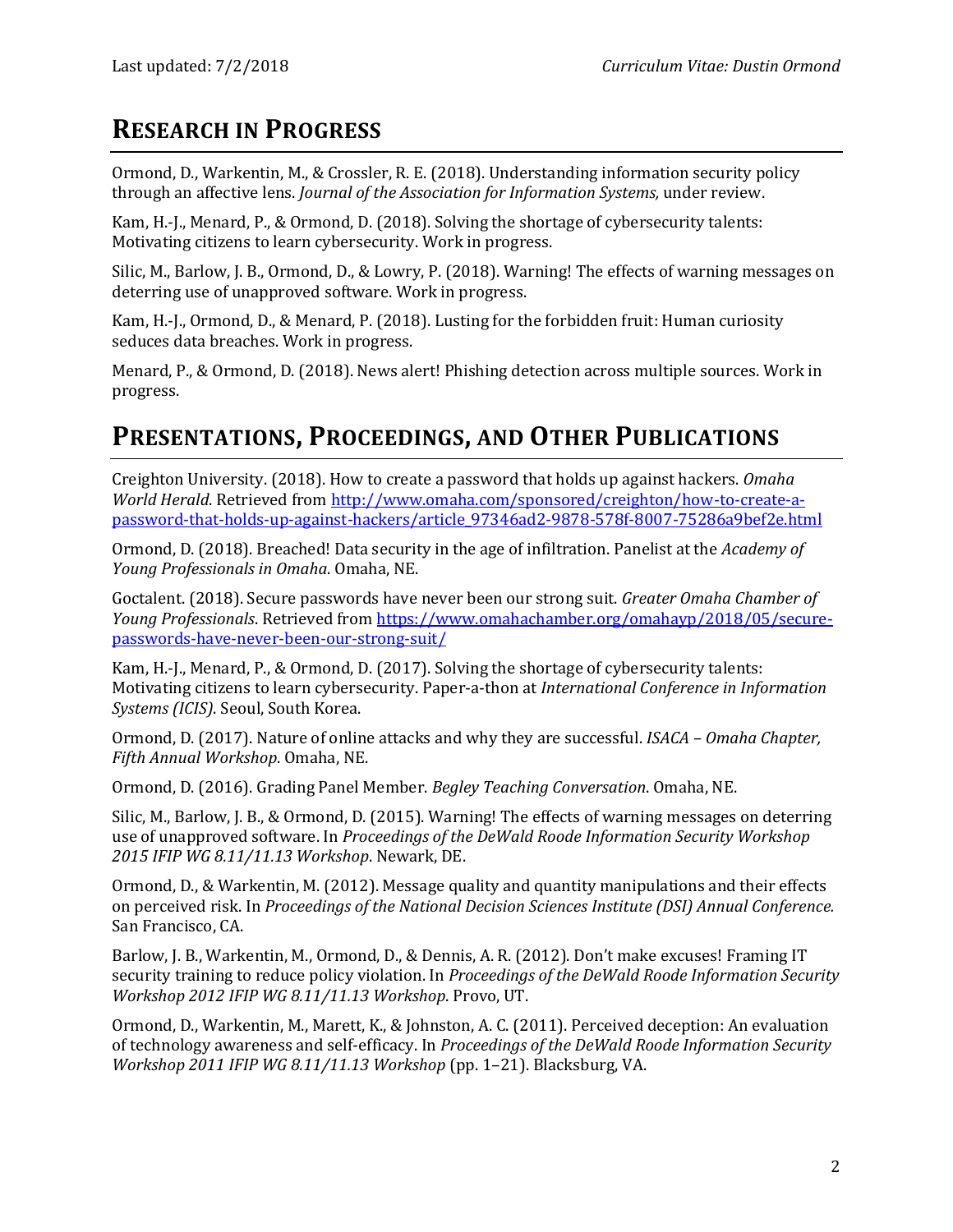## RESEARCH IN PROGRESS

Ormond, D., Warkentin, M., & Crossler, R. E. (2018). Understanding information security policy through an affective lens. *Journal of the Association for Information Systems,* under review.

Kam, H.-J., Menard, P., & Ormond, D. (2018). Solving the shortage of cybersecurity talents: Motivating citizens to learn cybersecurity. Work in progress.

Silic, M., Barlow, J. B., Ormond, D., & Lowry, P. (2018). Warning! The effects of warning messages on deterring use of unapproved software. Work in progress.

Kam, H.-J., Ormond, D., & Menard, P. (2018). Lusting for the forbidden fruit: Human curiosity seduces data breaches. Work in progress.

Menard, P., & Ormond, D. (2018). News alert! Phishing detection across multiple sources. Work in progress.

## PRESENTATIONS, PROCEEDINGS, AND OTHER PUBLICATIONS

Creighton University. (2018). How to create a password that holds up against hackers. *Omaha World Herald*. Retrieved from http://www.omaha.com/sponsored/creighton/how-to-create-a-password-that-holds-up-against-hackers/article_97346ad2-9878-578f-8007-75286a9bef2e.html

Ormond, D. (2018). Breached! Data security in the age of infiltration. Panelist at the *Academy of Young Professionals in Omaha*. Omaha, NE.

Goctalent. (2018). Secure passwords have never been our strong suit. *Greater Omaha Chamber of Young Professionals*. Retrieved from https://www.omahachamber.org/omahayp/2018/05/secure-passwords-have-never-been-our-strong-suit/

Kam, H.-J., Menard, P., & Ormond, D. (2017). Solving the shortage of cybersecurity talents: Motivating citizens to learn cybersecurity. Paper-a-thon at *International Conference in Information Systems (ICIS)*. Seoul, South Korea.

Ormond, D. (2017). Nature of online attacks and why they are successful. *ISACA – Omaha Chapter, Fifth Annual Workshop*. Omaha, NE.

Ormond, D. (2016). Grading Panel Member. *Begley Teaching Conversation*. Omaha, NE.

Silic, M., Barlow, J. B., & Ormond, D. (2015). Warning! The effects of warning messages on deterring use of unapproved software. In *Proceedings of the DeWald Roode Information Security Workshop 2015 IFIP WG 8.11/11.13 Workshop*. Newark, DE.

Ormond, D., & Warkentin, M. (2012). Message quality and quantity manipulations and their effects on perceived risk. In *Proceedings of the National Decision Sciences Institute (DSI) Annual Conference.* San Francisco, CA.

Barlow, J. B., Warkentin, M., Ormond, D., & Dennis, A. R. (2012). Don't make excuses! Framing IT security training to reduce policy violation. In *Proceedings of the DeWald Roode Information Security Workshop 2012 IFIP WG 8.11/11.13 Workshop*. Provo, UT.

Ormond, D., Warkentin, M., Marett, K., & Johnston, A. C. (2011). Perceived deception: An evaluation of technology awareness and self-efficacy. In *Proceedings of the DeWald Roode Information Security Workshop 2011 IFIP WG 8.11/11.13 Workshop* (pp. 1–21). Blacksburg, VA.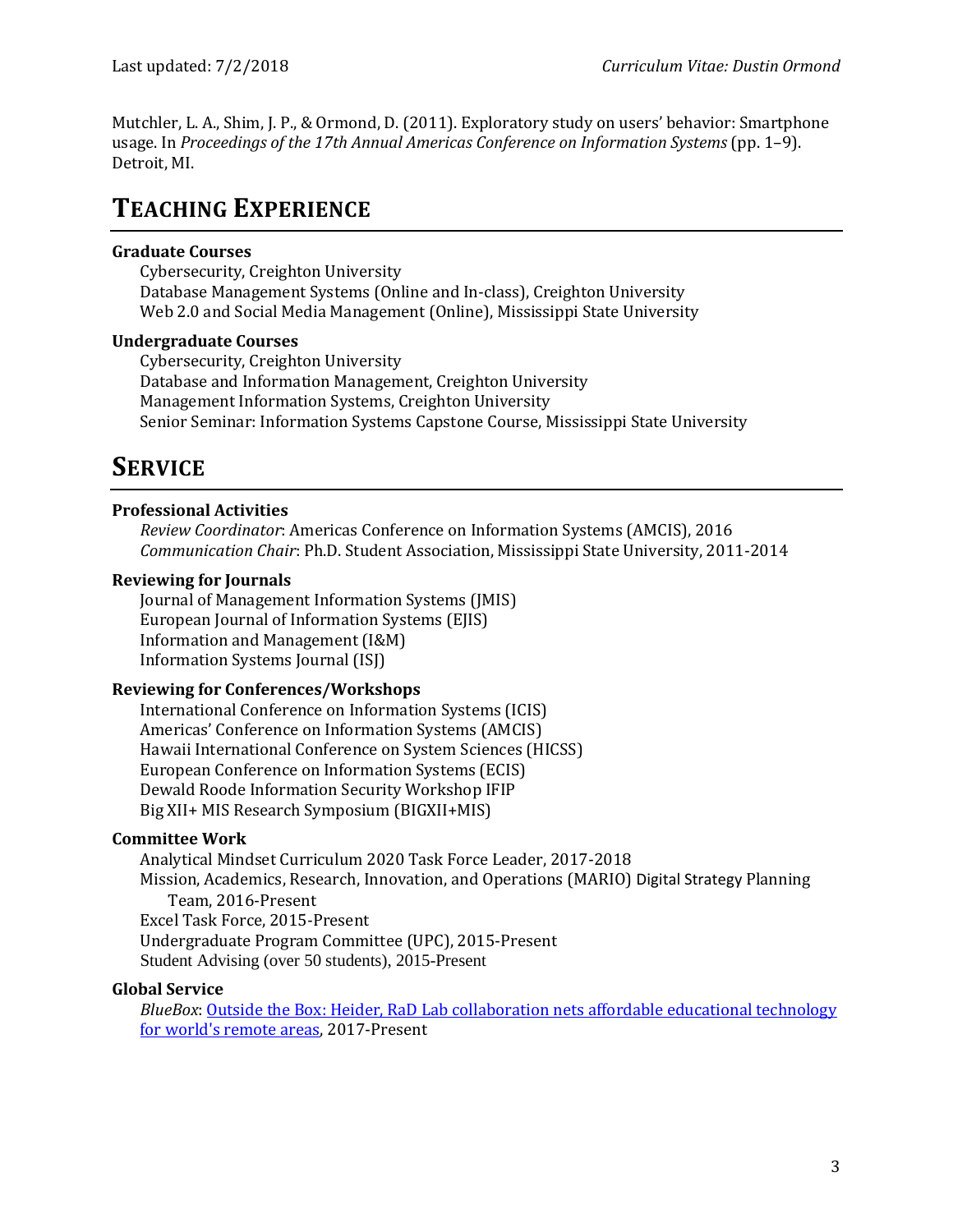Mutchler, L. A., Shim, J. P., & Ormond, D. (2011). Exploratory study on users' behavior: Smartphone usage. In *Proceedings of the 17th Annual Americas Conference on Information Systems* (pp. 1–9). Detroit, MI.

# TEACHING EXPERIENCE

**Graduate Courses**

Cybersecurity, Creighton University
Database Management Systems (Online and In-class), Creighton University
Web 2.0 and Social Media Management (Online), Mississippi State University

**Undergraduate Courses**

Cybersecurity, Creighton University
Database and Information Management, Creighton University
Management Information Systems, Creighton University
Senior Seminar: Information Systems Capstone Course, Mississippi State University

# SERVICE

**Professional Activities**

*Review Coordinator*: Americas Conference on Information Systems (AMCIS), 2016
*Communication Chair*: Ph.D. Student Association, Mississippi State University, 2011-2014

**Reviewing for Journals**

Journal of Management Information Systems (JMIS)
European Journal of Information Systems (EJIS)
Information and Management (I&M)
Information Systems Journal (ISJ)

**Reviewing for Conferences/Workshops**

International Conference on Information Systems (ICIS)
Americas' Conference on Information Systems (AMCIS)
Hawaii International Conference on System Sciences (HICSS)
European Conference on Information Systems (ECIS)
Dewald Roode Information Security Workshop IFIP
Big XII+ MIS Research Symposium (BIGXII+MIS)

**Committee Work**

Analytical Mindset Curriculum 2020 Task Force Leader, 2017-2018
Mission, Academics, Research, Innovation, and Operations (MARIO) Digital Strategy Planning Team, 2016-Present
Excel Task Force, 2015-Present
Undergraduate Program Committee (UPC), 2015-Present
Student Advising (over 50 students), 2015-Present

**Global Service**

*BlueBox*: Outside the Box: Heider, RaD Lab collaboration nets affordable educational technology for world's remote areas, 2017-Present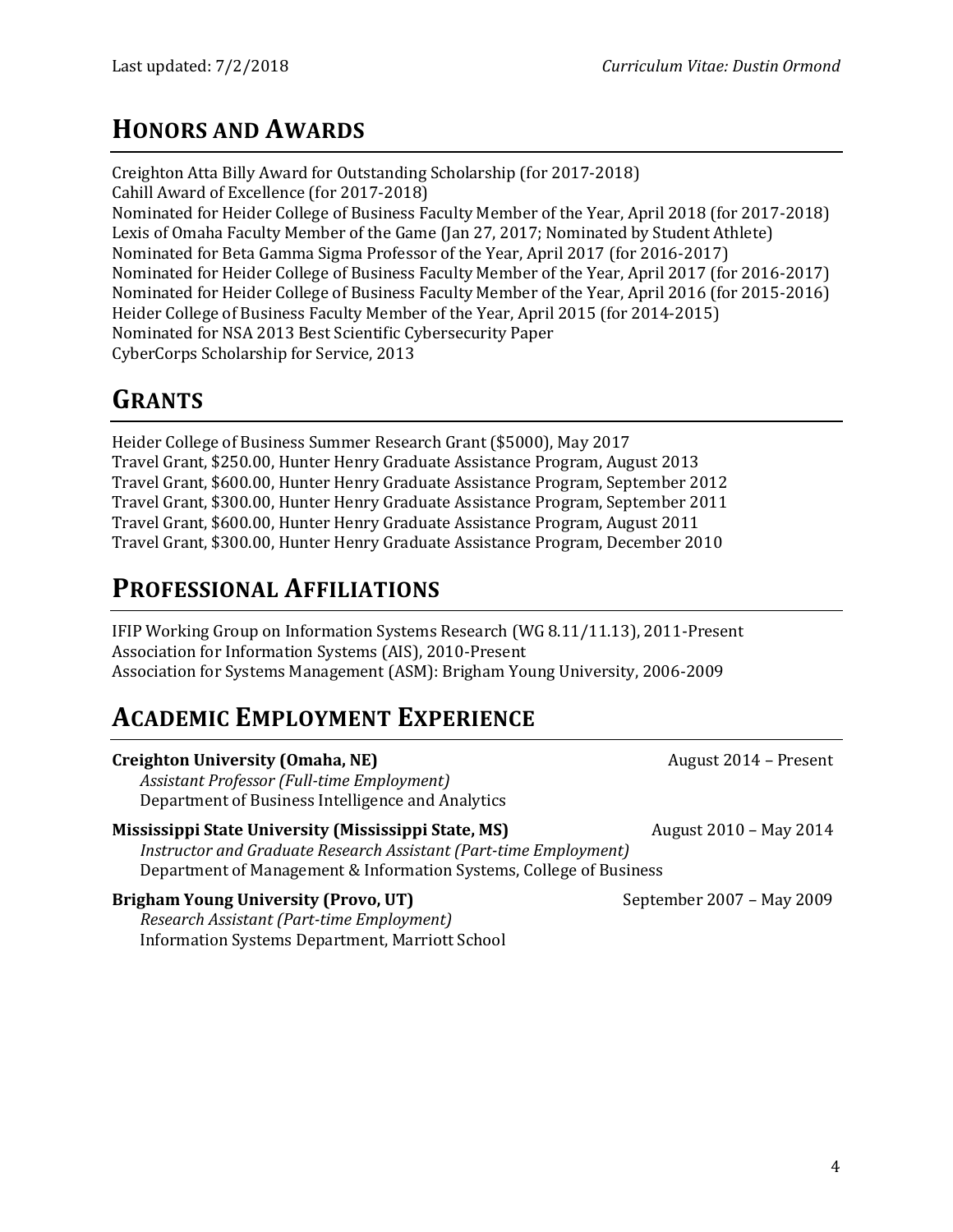## HONORS AND AWARDS

Creighton Atta Billy Award for Outstanding Scholarship (for 2017-2018)
Cahill Award of Excellence (for 2017-2018)
Nominated for Heider College of Business Faculty Member of the Year, April 2018 (for 2017-2018)
Lexis of Omaha Faculty Member of the Game (Jan 27, 2017; Nominated by Student Athlete)
Nominated for Beta Gamma Sigma Professor of the Year, April 2017 (for 2016-2017)
Nominated for Heider College of Business Faculty Member of the Year, April 2017 (for 2016-2017)
Nominated for Heider College of Business Faculty Member of the Year, April 2016 (for 2015-2016)
Heider College of Business Faculty Member of the Year, April 2015 (for 2014-2015)
Nominated for NSA 2013 Best Scientific Cybersecurity Paper
CyberCorps Scholarship for Service, 2013

## GRANTS

Heider College of Business Summer Research Grant ($5000), May 2017
Travel Grant, $250.00, Hunter Henry Graduate Assistance Program, August 2013
Travel Grant, $600.00, Hunter Henry Graduate Assistance Program, September 2012
Travel Grant, $300.00, Hunter Henry Graduate Assistance Program, September 2011
Travel Grant, $600.00, Hunter Henry Graduate Assistance Program, August 2011
Travel Grant, $300.00, Hunter Henry Graduate Assistance Program, December 2010

## PROFESSIONAL AFFILIATIONS

IFIP Working Group on Information Systems Research (WG 8.11/11.13), 2011-Present
Association for Information Systems (AIS), 2010-Present
Association for Systems Management (ASM): Brigham Young University, 2006-2009

## ACADEMIC EMPLOYMENT EXPERIENCE

**Creighton University (Omaha, NE)** — August 2014 – Present
*Assistant Professor (Full-time Employment)*
Department of Business Intelligence and Analytics

**Mississippi State University (Mississippi State, MS)** — August 2010 – May 2014
*Instructor and Graduate Research Assistant (Part-time Employment)*
Department of Management & Information Systems, College of Business

**Brigham Young University (Provo, UT)** — September 2007 – May 2009
*Research Assistant (Part-time Employment)*
Information Systems Department, Marriott School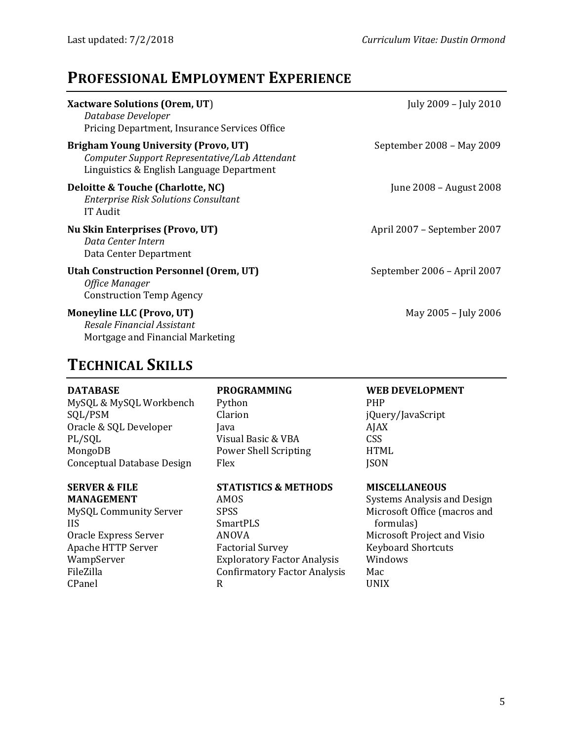## Professional Employment Experience

**Xactware Solutions (Orem, UT)** July 2009 – July 2010
*Database Developer*
Pricing Department, Insurance Services Office

**Brigham Young University (Provo, UT)** September 2008 – May 2009
*Computer Support Representative/Lab Attendant*
Linguistics & English Language Department

**Deloitte & Touche (Charlotte, NC)** June 2008 – August 2008
*Enterprise Risk Solutions Consultant*
IT Audit

**Nu Skin Enterprises (Provo, UT)** April 2007 – September 2007
*Data Center Intern*
Data Center Department

**Utah Construction Personnel (Orem, UT)** September 2006 – April 2007
*Office Manager*
Construction Temp Agency

**Moneyline LLC (Provo, UT)** May 2005 – July 2006
*Resale Financial Assistant*
Mortgage and Financial Marketing

## Technical Skills

**DATABASE**
MySQL & MySQL Workbench
SQL/PSM
Oracle & SQL Developer
PL/SQL
MongoDB
Conceptual Database Design

**PROGRAMMING**
Python
Clarion
Java
Visual Basic & VBA
Power Shell Scripting
Flex

**WEB DEVELOPMENT**
PHP
jQuery/JavaScript
AJAX
CSS
HTML
JSON

**SERVER & FILE MANAGEMENT**
MySQL Community Server
IIS
Oracle Express Server
Apache HTTP Server
WampServer
FileZilla
CPanel

**STATISTICS & METHODS**
AMOS
SPSS
SmartPLS
ANOVA
Factorial Survey
Exploratory Factor Analysis
Confirmatory Factor Analysis
R

**MISCELLANEOUS**
Systems Analysis and Design
Microsoft Office (macros and formulas)
Microsoft Project and Visio
Keyboard Shortcuts
Windows
Mac
UNIX